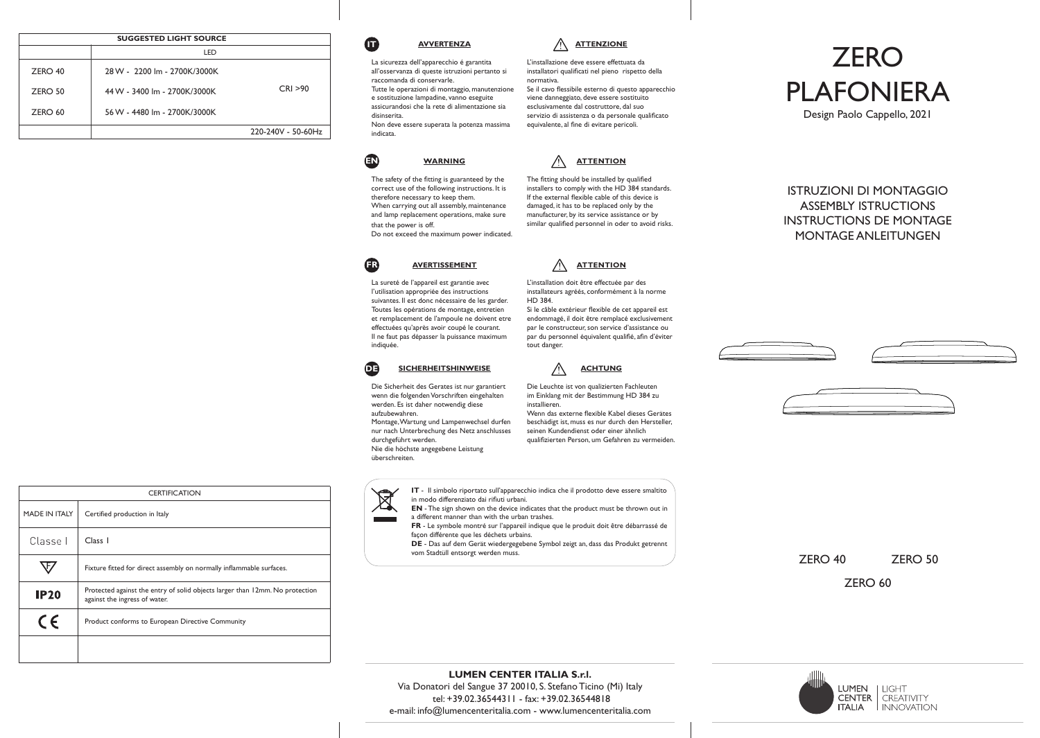| SUGGESTED LIGHT SOURCE | | |
|---|---|---|
| | LED | |
| ZERO 40 | 28 W - 2200 lm - 2700K/3000K | CRI >90 |
| ZERO 50 | 44 W - 3400 lm - 2700K/3000K | |
| ZERO 60 | 56 W - 4480 lm - 2700K/3000K | |
| | | 220-240V - 50-60Hz |

| CERTIFICATION | |
|---|---|
| MADE IN ITALY | Certified production in Italy |
| Classe I | Class I |
| F | Fixture fitted for direct assembly on normally inflammable surfaces. |
| **IP20** | Protected against the entry of solid objects larger than 12mm. No protection against the ingress of water. |
| CE | Product conforms to European Directive Community |
| | |

## IT

### AVVERTENZA

La sicurezza dell'apparecchio é garantita all'osservanza di queste istruzioni pertanto si raccomanda di conservarle.
Tutte le operazioni di montaggio, manutenzione e sostituzione lampadine, vanno eseguite assicurandosi che la rete di alimentazione sia disinserita.
Non deve essere superata la potenza massima indicata.

### ⚠ ATTENZIONE

L'installazione deve essere effettuata da installatori qualificati nel pieno rispetto della normativa.
Se il cavo flessibile esterno di questo apparecchio viene danneggiato, deve essere sostituito esclusivamente dal costruttore, dal suo servizio di assistenza o da personale qualificato equivalente, al fine di evitare pericoli.

## EN

### WARNING

The safety of the fitting is guaranteed by the correct use of the following instructions. It is therefore necessary to keep them.
When carrying out all assembly, maintenance and lamp replacement operations, make sure that the power is off.
Do not exceed the maximum power indicated.

### ⚠ ATTENTION

The fitting should be installed by qualified installers to comply with the HD 384 standards.
If the external flexible cable of this device is damaged, it has to be replaced only by the manufacturer, by its service assistance or by similar qualified personnel in oder to avoid risks.

## FR

### AVERTISSEMENT

La sureté de l'appareil est garantie avec l'utilisation appropriée des instructions suivantes. Il est donc nécessaire de les garder.
Toutes les opérations de montage, entretien et remplacement de l'ampoule ne doivent etre effectuées qu'après avoir coupé le courant.
Il ne faut pas dépasser la puissance maximum indiquée.

### ⚠ ATTENTION

L'installation doit être effectuée par des installateurs agréés, conformément à la norme HD 384.
Si le câble extérieur flexible de cet appareil est endommagé, il doit être remplacé exclusivement par le constructeur, son service d'assistance ou par du personnel équivalent qualifié, afin d'éviter tout danger.

## DE

### SICHERHEITSHINWEISE

Die Sicherheit des Gerates ist nur garantiert wenn die folgenden Vorschriften eingehalten werden. Es ist daher notwendig diese aufzubewahren.
Montage, Wartung und Lampenwechsel durfen nur nach Unterbrechung des Netz anschlusses durchgeführt werden.
Nie die höchste angegebene Leistung überschreiten.

### ⚠ ACHTUNG

Die Leuchte ist von qualizierten Fachleuten im Einklang mit der Bestimmung HD 384 zu installieren.
Wenn das externe flexible Kabel dieses Gerätes beschädigt ist, muss es nur durch den Hersteller, seinen Kundendienst oder einer ähnlich qualifizierten Person, um Gefahren zu vermeiden.

**IT** - Il simbolo riportato sull'apparecchio indica che il prodotto deve essere smaltito in modo differenziato dai rifiuti urbani.
**EN** - The sign shown on the device indicates that the product must be thrown out in a different manner than with the urban trashes.
**FR** - Le symbole montré sur l'appareil indique que le produit doit être débarrassé de façon différente que les déchets urbains.
**DE** - Das auf dem Gerät wiedergegebene Symbol zeigt an, dass das Produkt getrennt vom Stadtull entsorgt werden muss.

**LUMEN CENTER ITALIA S.r.l.**
Via Donatori del Sangue 37 20010, S. Stefano Ticino (Mi) Italy
tel: +39.02.36544311 - fax: +39.02.36544818
e-mail: info@lumencenteritalia.com - www.lumencenteritalia.com

# ZERO PLAFONIERA

Design Paolo Cappello, 2021

ISTRUZIONI DI MONTAGGIO
ASSEMBLY ISTRUCTIONS
INSTRUCTIONS DE MONTAGE
MONTAGE ANLEITUNGEN

ZERO 40 ZERO 50

ZERO 60

LUMEN CENTER ITALIA | LIGHT CREATIVITY INNOVATION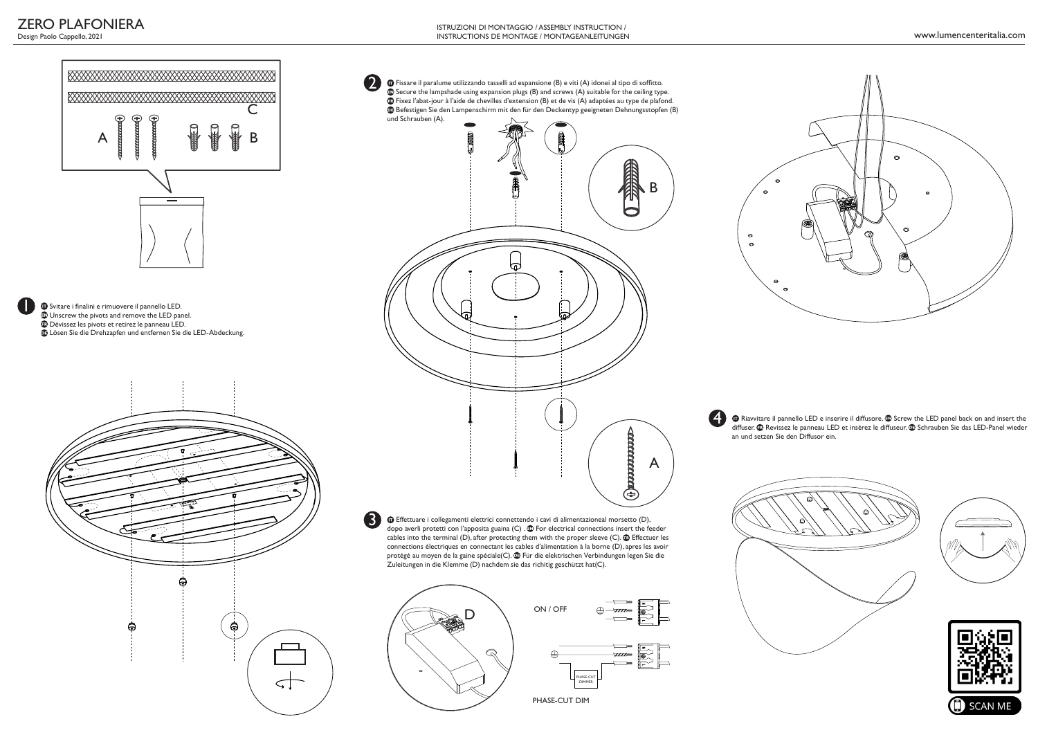# ZERO PLAFONIERA

Design Paolo Cappello, 2021

ISTRUZIONI DI MONTAGGIO / ASSEMBLY INSTRUCTION / INSTRUCTIONS DE MONTAGE / MONTAGEANLEITUNGEN

www.lumencenteritalia.com

A

B

C

**1**

IT Svitare i finalini e rimuovere il pannello LED.
EN Unscrew the pivots and remove the LED panel.
FR Dévissez les pivots et retirez le panneau LED.
DE Lösen Sie die Drehzapfen und entfernen Sie die LED-Abdeckung.

**2**

IT Fissare il paralume utilizzando tasselli ad espansione (B) e viti (A) idonei al tipo di soffitto.
EN Secure the lampshade using expansion plugs (B) and screws (A) suitable for the ceiling type.
FR Fixez l'abat-jour à l'aide de chevilles d'extension (B) et de vis (A) adaptées au type de plafond.
DE Befestigen Sie den Lampenschirm mit den für den Deckentyp geeigneten Dehnungsstopfen (B) und Schrauben (A).

B

A

**3**

IT Effettuare i collegamenti elettrici connettendo i cavi di alimentazioneal morsetto (D), dopo averli protetti con l'apposita guaina (C) . EN For electrical connections insert the feeder cables into the terminal (D), after protecting them with the proper sleeve (C). FR Effectuer les connections électriques en connectant les cables d'alimentation à la borne (D), apres les avoir protégé au moyen de la gaine spéciale(C). DE Für die elektrischen Verbindungen legen Sie die Zuleitungen in die Klemme (D) nachdem sie das richtig geschützt hat(C).

D

ON / OFF

PHASE-CUT DIMMER

PHASE-CUT DIM

**4**

IT Riavvitare il pannello LED e inserire il diffusore. EN Screw the LED panel back on and insert the diffuser. FR Revissez le panneau LED et insérez le diffuseur. DE Schrauben Sie das LED-Panel wieder an und setzen Sie den Diffusor ein.

SCAN ME